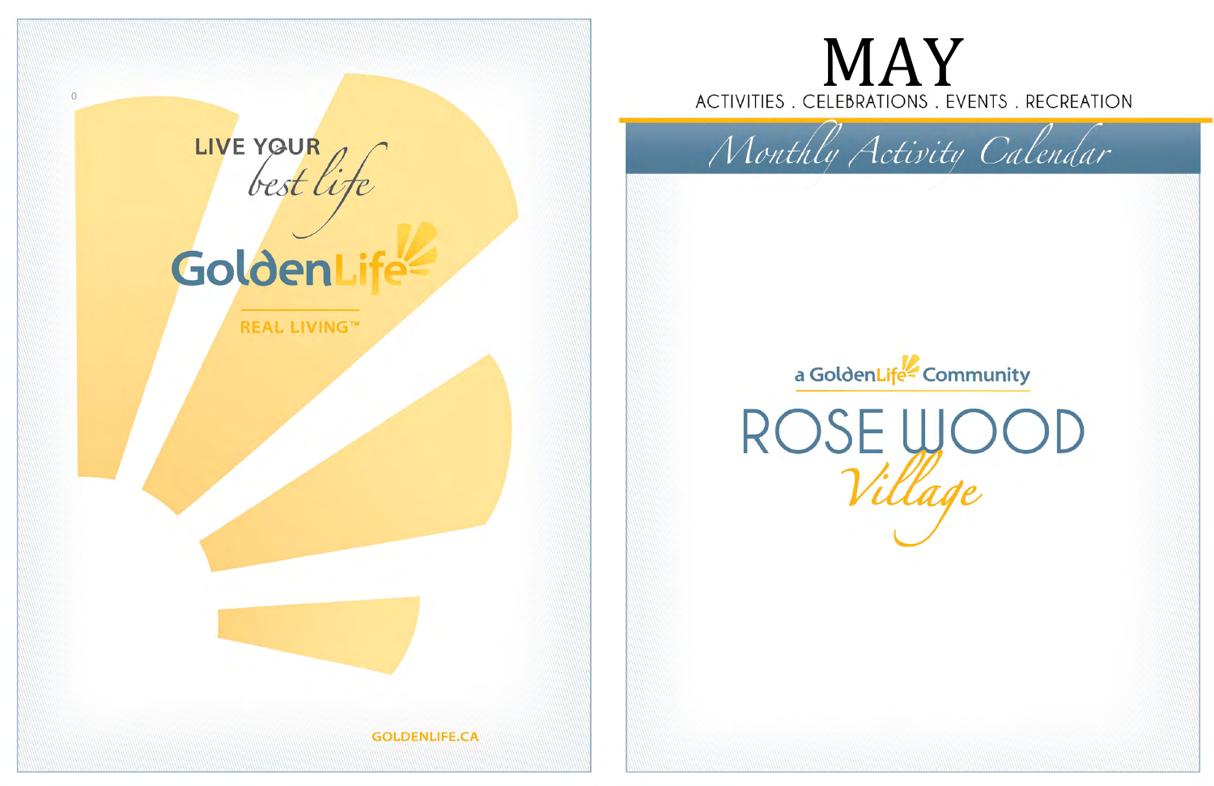LIVE YOUR *best life*

GoldenLife

REAL LIVING™

GOLDENLIFE.CA

# MAY

ACTIVITIES . CELEBRATIONS . EVENTS . RECREATION

## *Monthly Activity Calendar*

a GoldenLife Community

# ROSE WOOD *Village*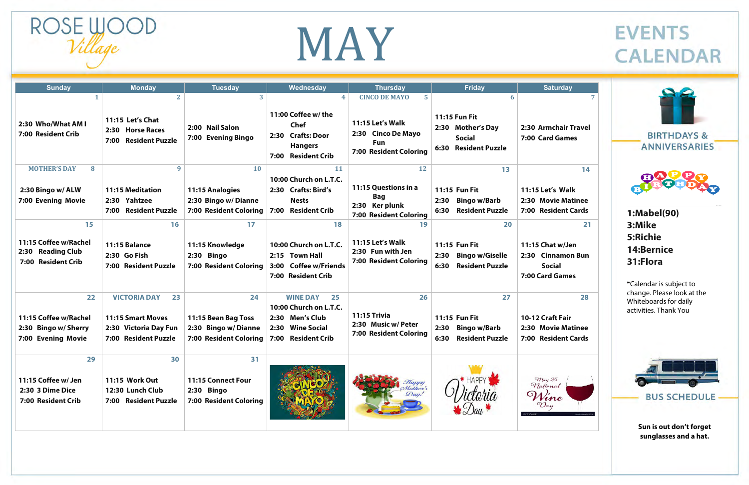# ROSE WOOD Village

# MAY

# EVENTS CALENDAR

| Sunday | Monday | Tuesday | Wednesday | Thursday | Friday | Saturday |
|---|---|---|---|---|---|---|
| 1<br>2:30 Who/What AM I<br>7:00 Resident Crib | 2<br>11:15 Let's Chat<br>2:30 Horse Races<br>7:00 Resident Puzzle | 3<br>2:00 Nail Salon<br>7:00 Evening Bingo | 4<br>11:00 Coffee w/ the Chef<br>2:30 Crafts: Door Hangers<br>7:00 Resident Crib | CINCO DE MAYO 5<br>11:15 Let's Walk<br>2:30 Cinco De Mayo Fun<br>7:00 Resident Coloring | 6<br>11:15 Fun Fit<br>2:30 Mother's Day Social<br>6:30 Resident Puzzle | 7<br>2:30 Armchair Travel<br>7:00 Card Games |
| MOTHER'S DAY 8<br>2:30 Bingo w/ ALW<br>7:00 Evening Movie | 9<br>11:15 Meditation<br>2:30 Yahtzee<br>7:00 Resident Puzzle | 10<br>11:15 Analogies<br>2:30 Bingo w/ Dianne<br>7:00 Resident Coloring | 11<br>10:00 Church on L.T.C.<br>2:30 Crafts: Bird's Nests<br>7:00 Resident Crib | 12<br>11:15 Questions in a Bag<br>2:30 Ker plunk<br>7:00 Resident Coloring | 13<br>11:15 Fun Fit<br>2:30 Bingo w/Barb<br>6:30 Resident Puzzle | 14<br>11:15 Let's Walk<br>2:30 Movie Matinee<br>7:00 Resident Cards |
| 15<br>11:15 Coffee w/Rachel<br>2:30 Reading Club<br>7:00 Resident Crib | 16<br>11:15 Balance<br>2:30 Go Fish<br>7:00 Resident Puzzle | 17<br>11:15 Knowledge<br>2:30 Bingo<br>7:00 Resident Coloring | 18<br>10:00 Church on L.T.C.<br>2:15 Town Hall<br>3:00 Coffee w/Friends<br>7:00 Resident Crib | 19<br>11:15 Let's Walk<br>2:30 Fun with Jen<br>7:00 Resident Coloring | 20<br>11:15 Fun Fit<br>2:30 Bingo w/Giselle<br>6:30 Resident Puzzle | 21<br>11:15 Chat w/Jen<br>2:30 Cinnamon Bun Social<br>7:00 Card Games |
| 22<br>11:15 Coffee w/Rachel<br>2:30 Bingo w/ Sherry<br>7:00 Evening Movie | VICTORIA DAY 23<br>11:15 Smart Moves<br>2:30 Victoria Day Fun<br>7:00 Resident Puzzle | 24<br>11:15 Bean Bag Toss<br>2:30 Bingo w/ Dianne<br>7:00 Resident Coloring | WINE DAY 25<br>10:00 Church on L.T.C.<br>2:30 Men's Club<br>2:30 Wine Social<br>7:00 Resident Crib | 26<br>11:15 Trivia<br>2:30 Music w/ Peter<br>7:00 Resident Coloring | 27<br>11:15 Fun Fit<br>2:30 Bingo w/Barb<br>6:30 Resident Puzzle | 28<br>10-12 Craft Fair<br>2:30 Movie Matinee<br>7:00 Resident Cards |
| 29<br>11:15 Coffee w/ Jen<br>2:30 3 Dime Dice<br>7:00 Resident Crib | 30<br>11:15 Work Out<br>12:30 Lunch Club<br>7:00 Resident Puzzle | 31<br>11:15 Connect Four<br>2:30 Bingo<br>7:00 Resident Coloring | | | | |

## BIRTHDAYS & ANNIVERSARIES

1:Mabel(90)
3:Mike
5:Richie
14:Bernice
31:Flora

*Calendar is subject to change. Please look at the Whiteboards for daily activities. Thank You

## BUS SCHEDULE

**Sun is out don't forget sunglasses and a hat.**